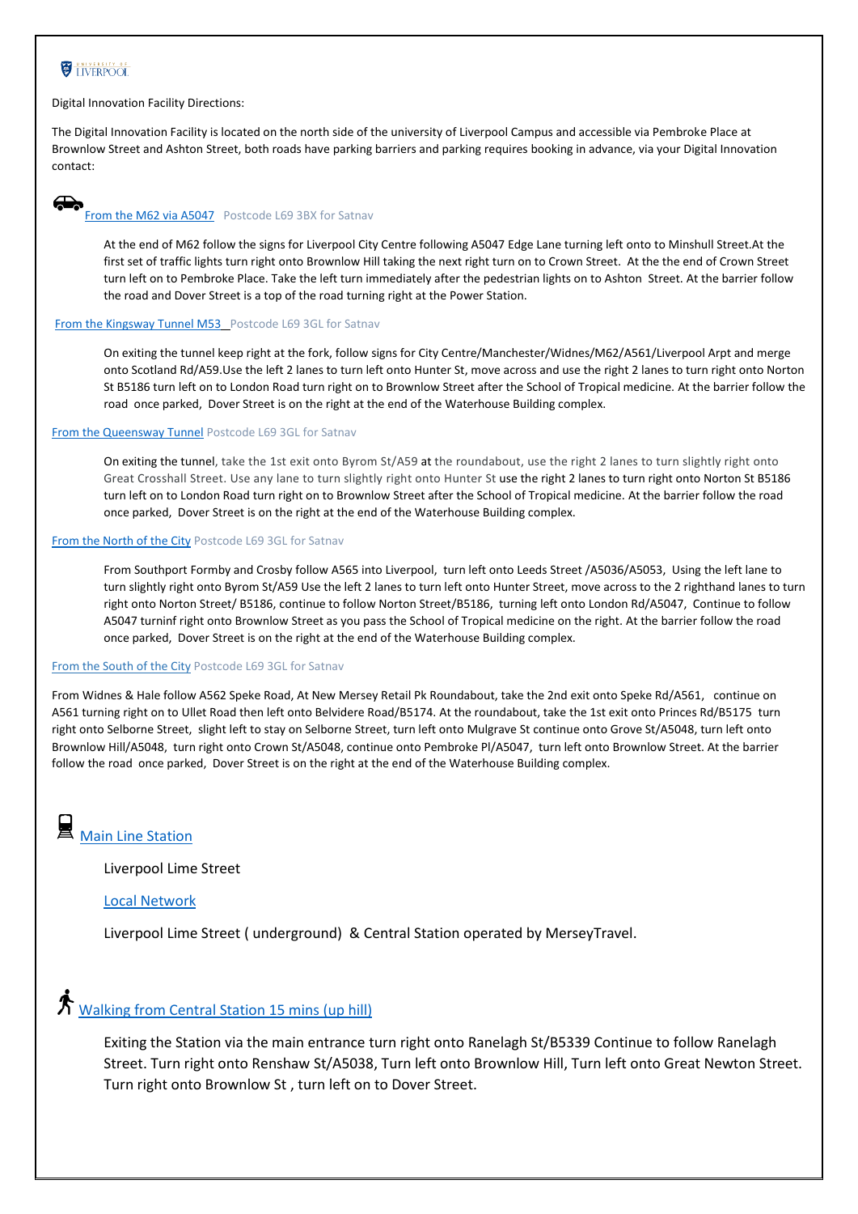UNIVERSITY OF LIVERPOOL

Digital Innovation Facility Directions:

The Digital Innovation Facility is located on the north side of the university of Liverpool Campus and accessible via Pembroke Place at Brownlow Street and Ashton Street, both roads have parking barriers and parking requires booking in advance, via your Digital Innovation contact:

## From the M62 via A5047 Postcode L69 3BX for Satnav

At the end of M62 follow the signs for Liverpool City Centre following A5047 Edge Lane turning left onto to Minshull Street.At the first set of traffic lights turn right onto Brownlow Hill taking the next right turn on to Crown Street. At the the end of Crown Street turn left on to Pembroke Place. Take the left turn immediately after the pedestrian lights on to Ashton Street. At the barrier follow the road and Dover Street is a top of the road turning right at the Power Station.

## From the Kingsway Tunnel M53 Postcode L69 3GL for Satnav

On exiting the tunnel keep right at the fork, follow signs for City Centre/Manchester/Widnes/M62/A561/Liverpool Arpt and merge onto Scotland Rd/A59.Use the left 2 lanes to turn left onto Hunter St, move across and use the right 2 lanes to turn right onto Norton St B5186 turn left on to London Road turn right on to Brownlow Street after the School of Tropical medicine. At the barrier follow the road once parked, Dover Street is on the right at the end of the Waterhouse Building complex.

## From the Queensway Tunnel Postcode L69 3GL for Satnav

On exiting the tunnel, take the 1st exit onto Byrom St/A59 at the roundabout, use the right 2 lanes to turn slightly right onto Great Crosshall Street. Use any lane to turn slightly right onto Hunter St use the right 2 lanes to turn right onto Norton St B5186 turn left on to London Road turn right on to Brownlow Street after the School of Tropical medicine. At the barrier follow the road once parked, Dover Street is on the right at the end of the Waterhouse Building complex.

## From the North of the City Postcode L69 3GL for Satnav

From Southport Formby and Crosby follow A565 into Liverpool, turn left onto Leeds Street /A5036/A5053, Using the left lane to turn slightly right onto Byrom St/A59 Use the left 2 lanes to turn left onto Hunter Street, move across to the 2 righthand lanes to turn right onto Norton Street/ B5186, continue to follow Norton Street/B5186, turning left onto London Rd/A5047, Continue to follow A5047 turninf right onto Brownlow Street as you pass the School of Tropical medicine on the right. At the barrier follow the road once parked, Dover Street is on the right at the end of the Waterhouse Building complex.

## From the South of the City Postcode L69 3GL for Satnav

From Widnes & Hale follow A562 Speke Road, At New Mersey Retail Pk Roundabout, take the 2nd exit onto Speke Rd/A561, continue on A561 turning right on to Ullet Road then left onto Belvidere Road/B5174. At the roundabout, take the 1st exit onto Princes Rd/B5175 turn right onto Selborne Street, slight left to stay on Selborne Street, turn left onto Mulgrave St continue onto Grove St/A5048, turn left onto Brownlow Hill/A5048, turn right onto Crown St/A5048, continue onto Pembroke Pl/A5047, turn left onto Brownlow Street. At the barrier follow the road once parked, Dover Street is on the right at the end of the Waterhouse Building complex.

## Main Line Station

Liverpool Lime Street

### Local Network

Liverpool Lime Street ( underground) & Central Station operated by MerseyTravel.

## Walking from Central Station 15 mins (up hill)

Exiting the Station via the main entrance turn right onto Ranelagh St/B5339 Continue to follow Ranelagh Street. Turn right onto Renshaw St/A5038, Turn left onto Brownlow Hill, Turn left onto Great Newton Street. Turn right onto Brownlow St , turn left on to Dover Street.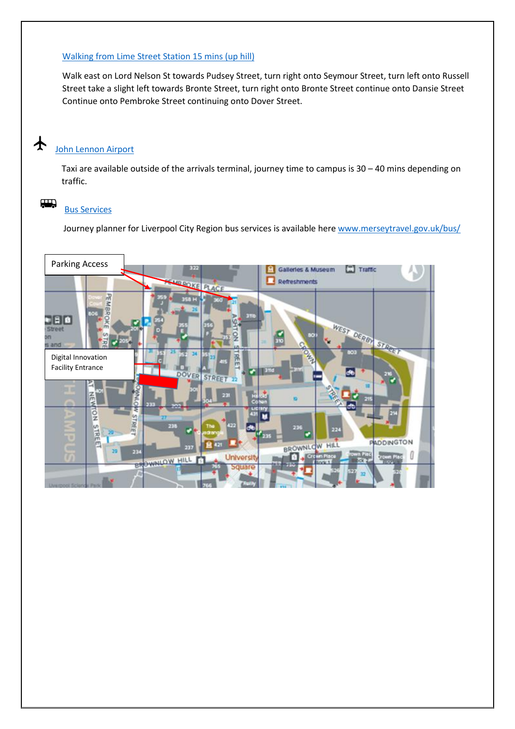Walking from Lime Street Station 15 mins (up hill)

Walk east on Lord Nelson St towards Pudsey Street, turn right onto Seymour Street, turn left onto Russell Street take a slight left towards Bronte Street, turn right onto Bronte Street continue onto Dansie Street Continue onto Pembroke Street continuing onto Dover Street.

John Lennon Airport

Taxi are available outside of the arrivals terminal, journey time to campus is 30 – 40 mins depending on traffic.

Bus Services

Journey planner for Liverpool City Region bus services is available here www.merseytravel.gov.uk/bus/

Parking Access

Digital Innovation Facility Entrance